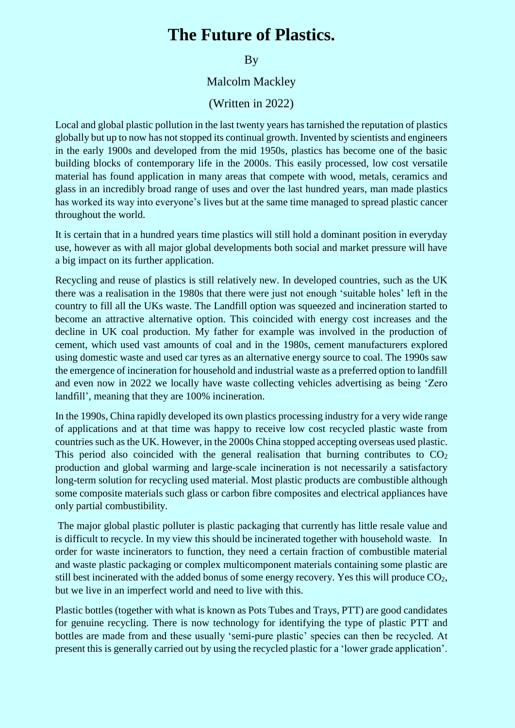# The Future of Plastics.

By

Malcolm Mackley

(Written in 2022)

Local and global plastic pollution in the last twenty years has tarnished the reputation of plastics globally but up to now has not stopped its continual growth. Invented by scientists and engineers in the early 1900s and developed from the mid 1950s, plastics has become one of the basic building blocks of contemporary life in the 2000s. This easily processed, low cost versatile material has found application in many areas that compete with wood, metals, ceramics and glass in an incredibly broad range of uses and over the last hundred years, man made plastics has worked its way into everyone's lives but at the same time managed to spread plastic cancer throughout the world.

It is certain that in a hundred years time plastics will still hold a dominant position in everyday use, however as with all major global developments both social and market pressure will have a big impact on its further application.

Recycling and reuse of plastics is still relatively new. In developed countries, such as the UK there was a realisation in the 1980s that there were just not enough 'suitable holes' left in the country to fill all the UKs waste. The Landfill option was squeezed and incineration started to become an attractive alternative option. This coincided with energy cost increases and the decline in UK coal production. My father for example was involved in the production of cement, which used vast amounts of coal and in the 1980s, cement manufacturers explored using domestic waste and used car tyres as an alternative energy source to coal. The 1990s saw the emergence of incineration for household and industrial waste as a preferred option to landfill and even now in 2022 we locally have waste collecting vehicles advertising as being 'Zero landfill', meaning that they are 100% incineration.

In the 1990s, China rapidly developed its own plastics processing industry for a very wide range of applications and at that time was happy to receive low cost recycled plastic waste from countries such as the UK. However, in the 2000s China stopped accepting overseas used plastic. This period also coincided with the general realisation that burning contributes to $CO_2$ production and global warming and large-scale incineration is not necessarily a satisfactory long-term solution for recycling used material. Most plastic products are combustible although some composite materials such glass or carbon fibre composites and electrical appliances have only partial combustibility.

The major global plastic polluter is plastic packaging that currently has little resale value and is difficult to recycle. In my view this should be incinerated together with household waste. In order for waste incinerators to function, they need a certain fraction of combustible material and waste plastic packaging or complex multicomponent materials containing some plastic are still best incinerated with the added bonus of some energy recovery. Yes this will produce $CO_2$, but we live in an imperfect world and need to live with this.

Plastic bottles (together with what is known as Pots Tubes and Trays, PTT) are good candidates for genuine recycling. There is now technology for identifying the type of plastic PTT and bottles are made from and these usually 'semi-pure plastic' species can then be recycled. At present this is generally carried out by using the recycled plastic for a 'lower grade application'.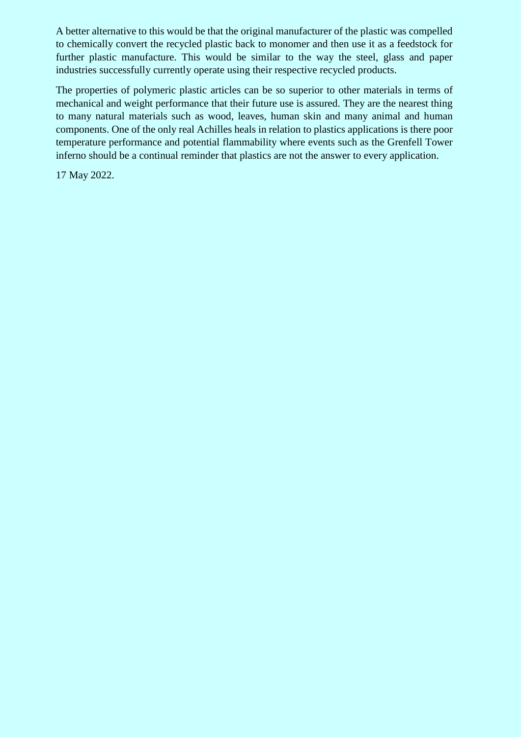A better alternative to this would be that the original manufacturer of the plastic was compelled to chemically convert the recycled plastic back to monomer and then use it as a feedstock for further plastic manufacture. This would be similar to the way the steel, glass and paper industries successfully currently operate using their respective recycled products.

The properties of polymeric plastic articles can be so superior to other materials in terms of mechanical and weight performance that their future use is assured. They are the nearest thing to many natural materials such as wood, leaves, human skin and many animal and human components. One of the only real Achilles heals in relation to plastics applications is there poor temperature performance and potential flammability where events such as the Grenfell Tower inferno should be a continual reminder that plastics are not the answer to every application.

17 May 2022.